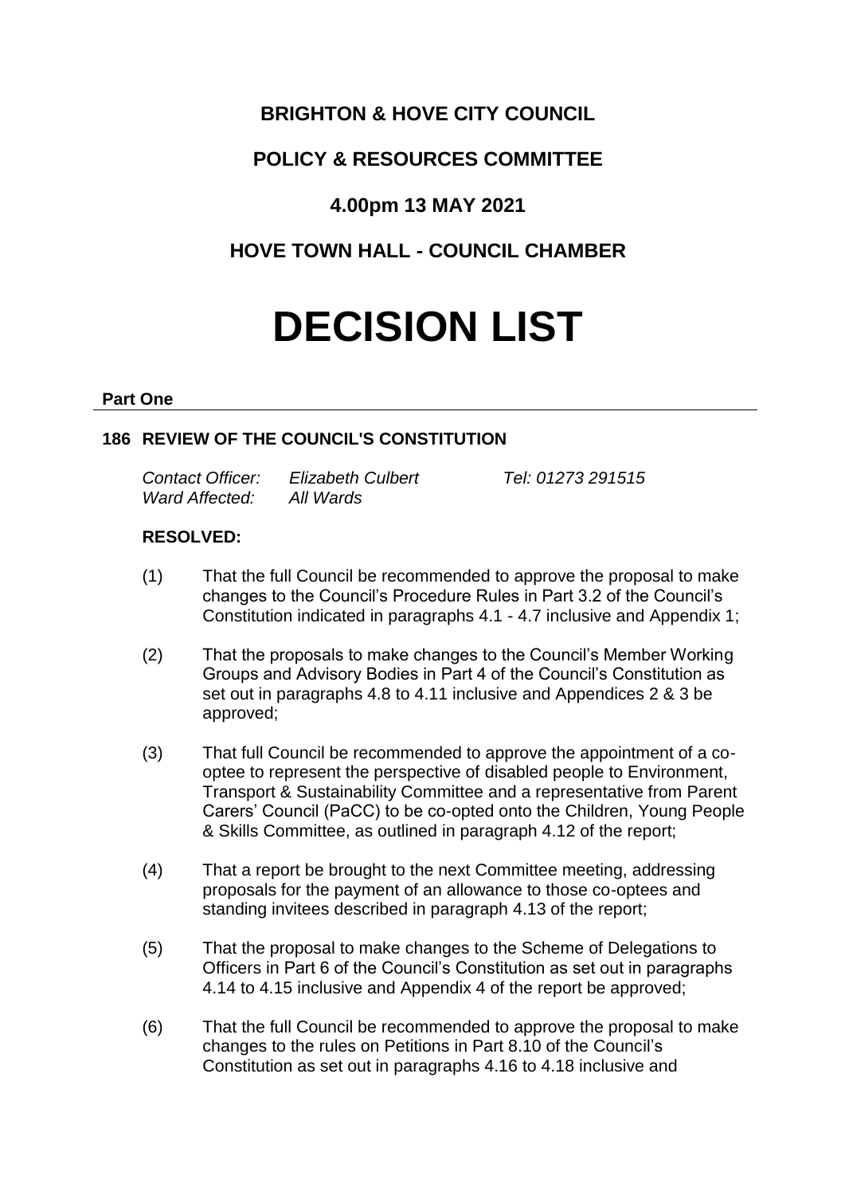# BRIGHTON & HOVE CITY COUNCIL

## POLICY & RESOURCES COMMITTEE

## 4.00pm 13 MAY 2021

## HOVE TOWN HALL - COUNCIL CHAMBER

# DECISION LIST

**Part One**

### 186 REVIEW OF THE COUNCIL'S CONSTITUTION

*Contact Officer:* *Elizabeth Culbert* *Tel: 01273 291515*
*Ward Affected:* *All Wards*

**RESOLVED:**

(1) That the full Council be recommended to approve the proposal to make changes to the Council's Procedure Rules in Part 3.2 of the Council's Constitution indicated in paragraphs 4.1 - 4.7 inclusive and Appendix 1;

(2) That the proposals to make changes to the Council's Member Working Groups and Advisory Bodies in Part 4 of the Council's Constitution as set out in paragraphs 4.8 to 4.11 inclusive and Appendices 2 & 3 be approved;

(3) That full Council be recommended to approve the appointment of a co-optee to represent the perspective of disabled people to Environment, Transport & Sustainability Committee and a representative from Parent Carers' Council (PaCC) to be co-opted onto the Children, Young People & Skills Committee, as outlined in paragraph 4.12 of the report;

(4) That a report be brought to the next Committee meeting, addressing proposals for the payment of an allowance to those co-optees and standing invitees described in paragraph 4.13 of the report;

(5) That the proposal to make changes to the Scheme of Delegations to Officers in Part 6 of the Council's Constitution as set out in paragraphs 4.14 to 4.15 inclusive and Appendix 4 of the report be approved;

(6) That the full Council be recommended to approve the proposal to make changes to the rules on Petitions in Part 8.10 of the Council's Constitution as set out in paragraphs 4.16 to 4.18 inclusive and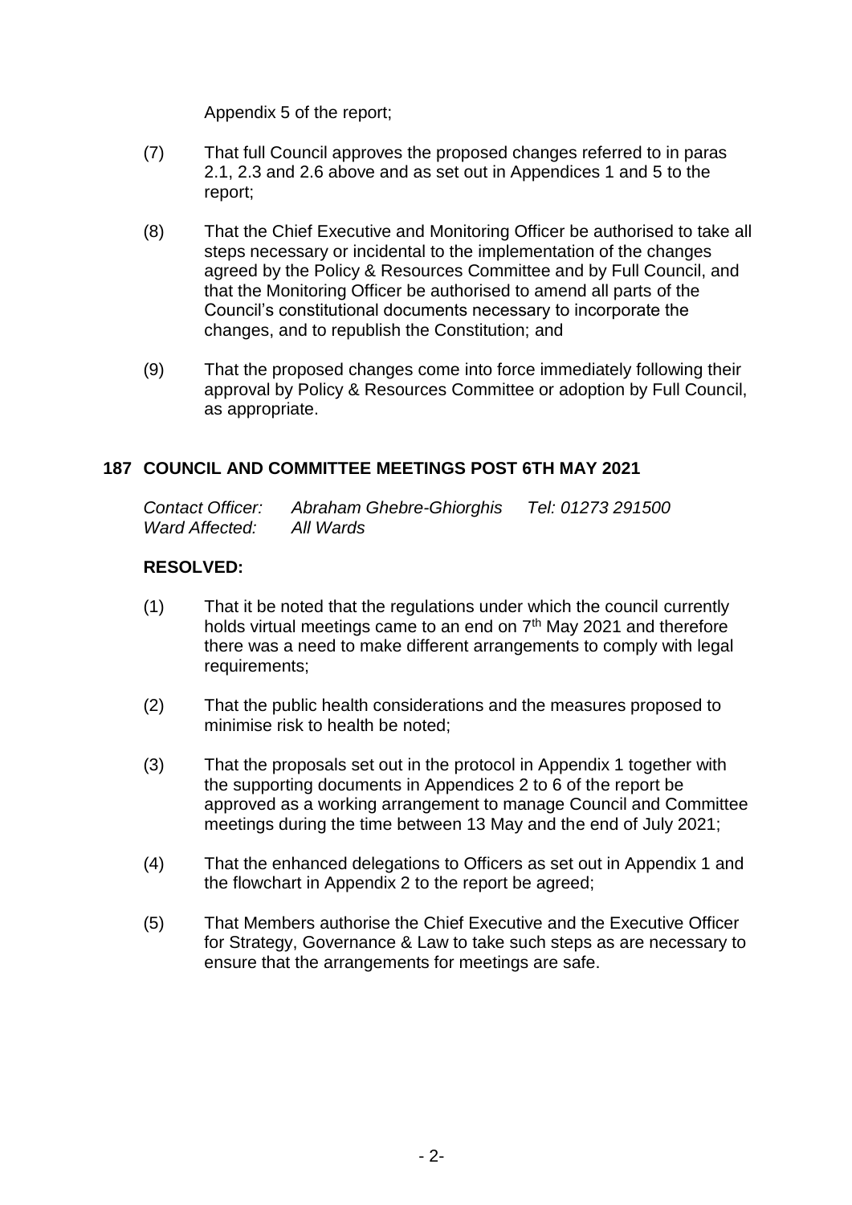Appendix 5 of the report;

(7) That full Council approves the proposed changes referred to in paras 2.1, 2.3 and 2.6 above and as set out in Appendices 1 and 5 to the report;

(8) That the Chief Executive and Monitoring Officer be authorised to take all steps necessary or incidental to the implementation of the changes agreed by the Policy & Resources Committee and by Full Council, and that the Monitoring Officer be authorised to amend all parts of the Council's constitutional documents necessary to incorporate the changes, and to republish the Constitution; and

(9) That the proposed changes come into force immediately following their approval by Policy & Resources Committee or adoption by Full Council, as appropriate.

## 187 COUNCIL AND COMMITTEE MEETINGS POST 6TH MAY 2021

*Contact Officer:* *Abraham Ghebre-Ghiorghis* *Tel: 01273 291500*
*Ward Affected:* *All Wards*

**RESOLVED:**

(1) That it be noted that the regulations under which the council currently holds virtual meetings came to an end on 7th May 2021 and therefore there was a need to make different arrangements to comply with legal requirements;

(2) That the public health considerations and the measures proposed to minimise risk to health be noted;

(3) That the proposals set out in the protocol in Appendix 1 together with the supporting documents in Appendices 2 to 6 of the report be approved as a working arrangement to manage Council and Committee meetings during the time between 13 May and the end of July 2021;

(4) That the enhanced delegations to Officers as set out in Appendix 1 and the flowchart in Appendix 2 to the report be agreed;

(5) That Members authorise the Chief Executive and the Executive Officer for Strategy, Governance & Law to take such steps as are necessary to ensure that the arrangements for meetings are safe.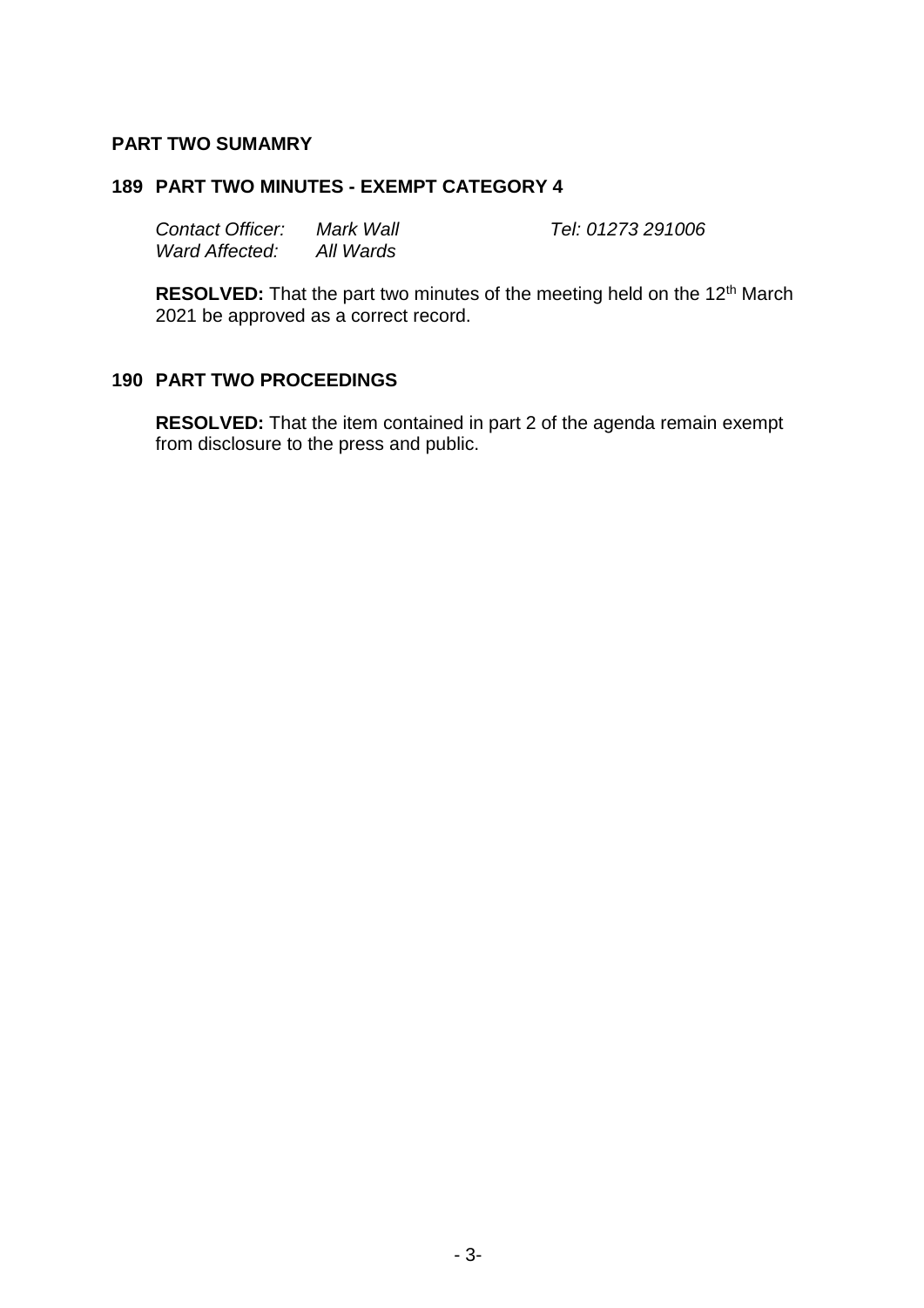**PART TWO SUMAMRY**

## 189 PART TWO MINUTES - EXEMPT CATEGORY 4

*Contact Officer:* *Mark Wall* *Tel: 01273 291006*
*Ward Affected:* *All Wards*

**RESOLVED:** That the part two minutes of the meeting held on the 12th March 2021 be approved as a correct record.

## 190 PART TWO PROCEEDINGS

**RESOLVED:** That the item contained in part 2 of the agenda remain exempt from disclosure to the press and public.